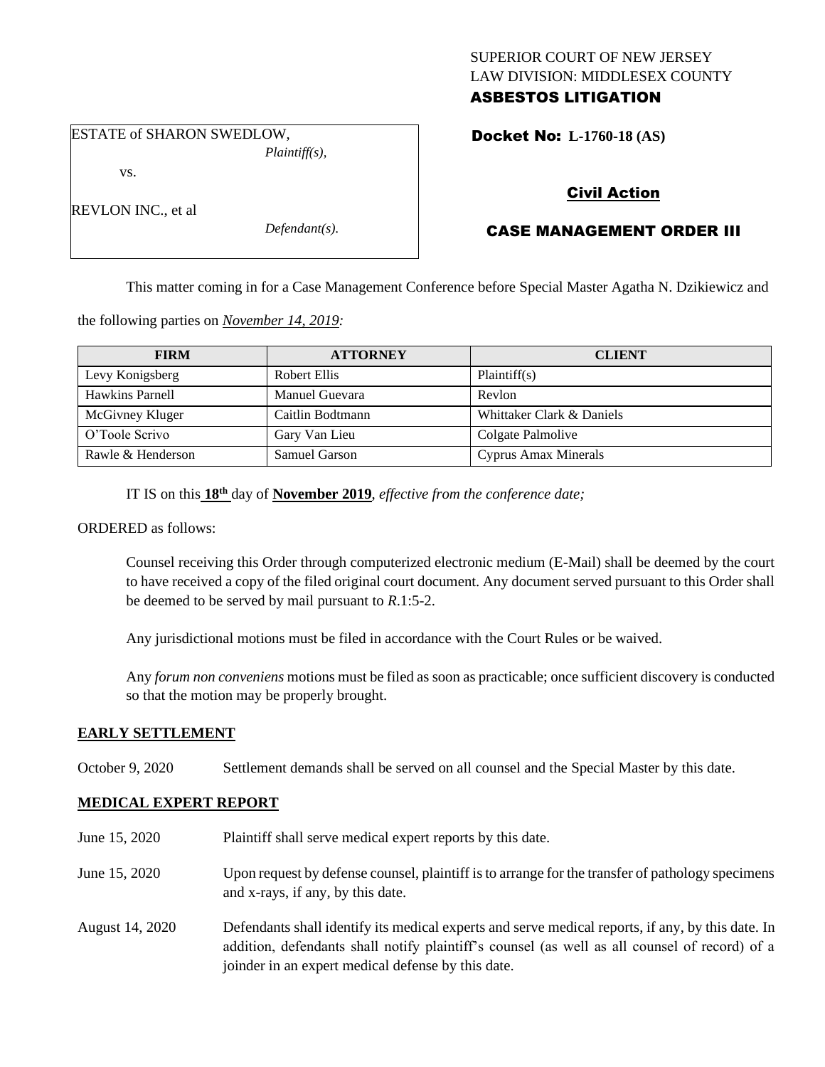SUPERIOR COURT OF NEW JERSEY
LAW DIVISION: MIDDLESEX COUNTY
**ASBESTOS LITIGATION**

ESTATE of SHARON SWEDLOW,
*Plaintiff(s),*

vs.

REVLON INC., et al
*Defendant(s).*

**Docket No: L-1760-18 (AS)**

**Civil Action**

**CASE MANAGEMENT ORDER III**

This matter coming in for a Case Management Conference before Special Master Agatha N. Dzikiewicz and the following parties on *November 14, 2019:*

| FIRM | ATTORNEY | CLIENT |
|---|---|---|
| Levy Konigsberg | Robert Ellis | Plaintiff(s) |
| Hawkins Parnell | Manuel Guevara | Revlon |
| McGivney Kluger | Caitlin Bodtmann | Whittaker Clark & Daniels |
| O'Toole Scrivo | Gary Van Lieu | Colgate Palmolive |
| Rawle & Henderson | Samuel Garson | Cyprus Amax Minerals |

IT IS on this **18th** day of **November 2019**, *effective from the conference date;*

ORDERED as follows:

Counsel receiving this Order through computerized electronic medium (E-Mail) shall be deemed by the court to have received a copy of the filed original court document. Any document served pursuant to this Order shall be deemed to be served by mail pursuant to *R*.1:5-2.

Any jurisdictional motions must be filed in accordance with the Court Rules or be waived.

Any *forum non conveniens* motions must be filed as soon as practicable; once sufficient discovery is conducted so that the motion may be properly brought.

**EARLY SETTLEMENT**

October 9, 2020 Settlement demands shall be served on all counsel and the Special Master by this date.

**MEDICAL EXPERT REPORT**

June 15, 2020 Plaintiff shall serve medical expert reports by this date.

June 15, 2020 Upon request by defense counsel, plaintiff is to arrange for the transfer of pathology specimens and x-rays, if any, by this date.

August 14, 2020 Defendants shall identify its medical experts and serve medical reports, if any, by this date. In addition, defendants shall notify plaintiff's counsel (as well as all counsel of record) of a joinder in an expert medical defense by this date.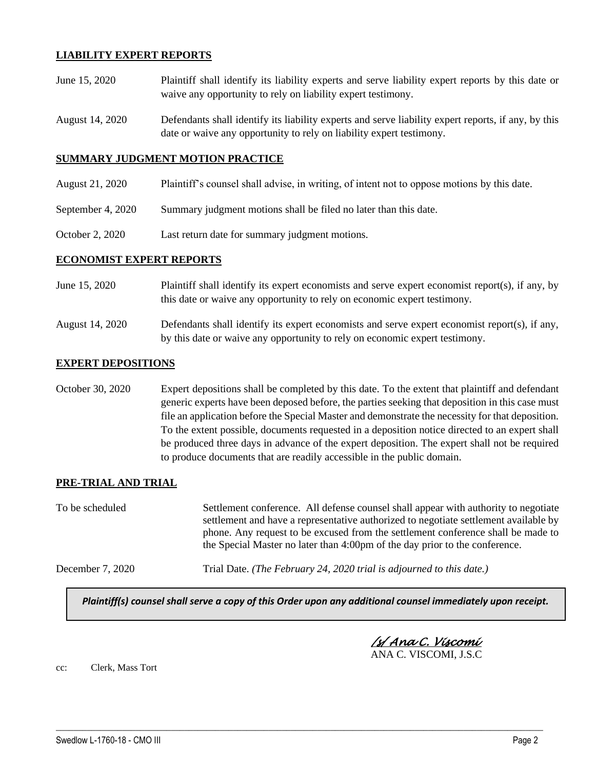**LIABILITY EXPERT REPORTS**

| | |
|---|---|
| June 15, 2020 | Plaintiff shall identify its liability experts and serve liability expert reports by this date or waive any opportunity to rely on liability expert testimony. |
| August 14, 2020 | Defendants shall identify its liability experts and serve liability expert reports, if any, by this date or waive any opportunity to rely on liability expert testimony. |

**SUMMARY JUDGMENT MOTION PRACTICE**

| | |
|---|---|
| August 21, 2020 | Plaintiff's counsel shall advise, in writing, of intent not to oppose motions by this date. |
| September 4, 2020 | Summary judgment motions shall be filed no later than this date. |
| October 2, 2020 | Last return date for summary judgment motions. |

**ECONOMIST EXPERT REPORTS**

| | |
|---|---|
| June 15, 2020 | Plaintiff shall identify its expert economists and serve expert economist report(s), if any, by this date or waive any opportunity to rely on economic expert testimony. |
| August 14, 2020 | Defendants shall identify its expert economists and serve expert economist report(s), if any, by this date or waive any opportunity to rely on economic expert testimony. |

**EXPERT DEPOSITIONS**

| | |
|---|---|
| October 30, 2020 | Expert depositions shall be completed by this date. To the extent that plaintiff and defendant generic experts have been deposed before, the parties seeking that deposition in this case must file an application before the Special Master and demonstrate the necessity for that deposition. To the extent possible, documents requested in a deposition notice directed to an expert shall be produced three days in advance of the expert deposition. The expert shall not be required to produce documents that are readily accessible in the public domain. |

**PRE-TRIAL AND TRIAL**

| | |
|---|---|
| To be scheduled | Settlement conference. All defense counsel shall appear with authority to negotiate settlement and have a representative authorized to negotiate settlement available by phone. Any request to be excused from the settlement conference shall be made to the Special Master no later than 4:00pm of the day prior to the conference. |
| December 7, 2020 | Trial Date. *(The February 24, 2020 trial is adjourned to this date.)* |

***Plaintiff(s) counsel shall serve a copy of this Order upon any additional counsel immediately upon receipt.***

*/s/ Ana C. Viscomi*
ANA C. VISCOMI, J.S.C

cc: Clerk, Mass Tort